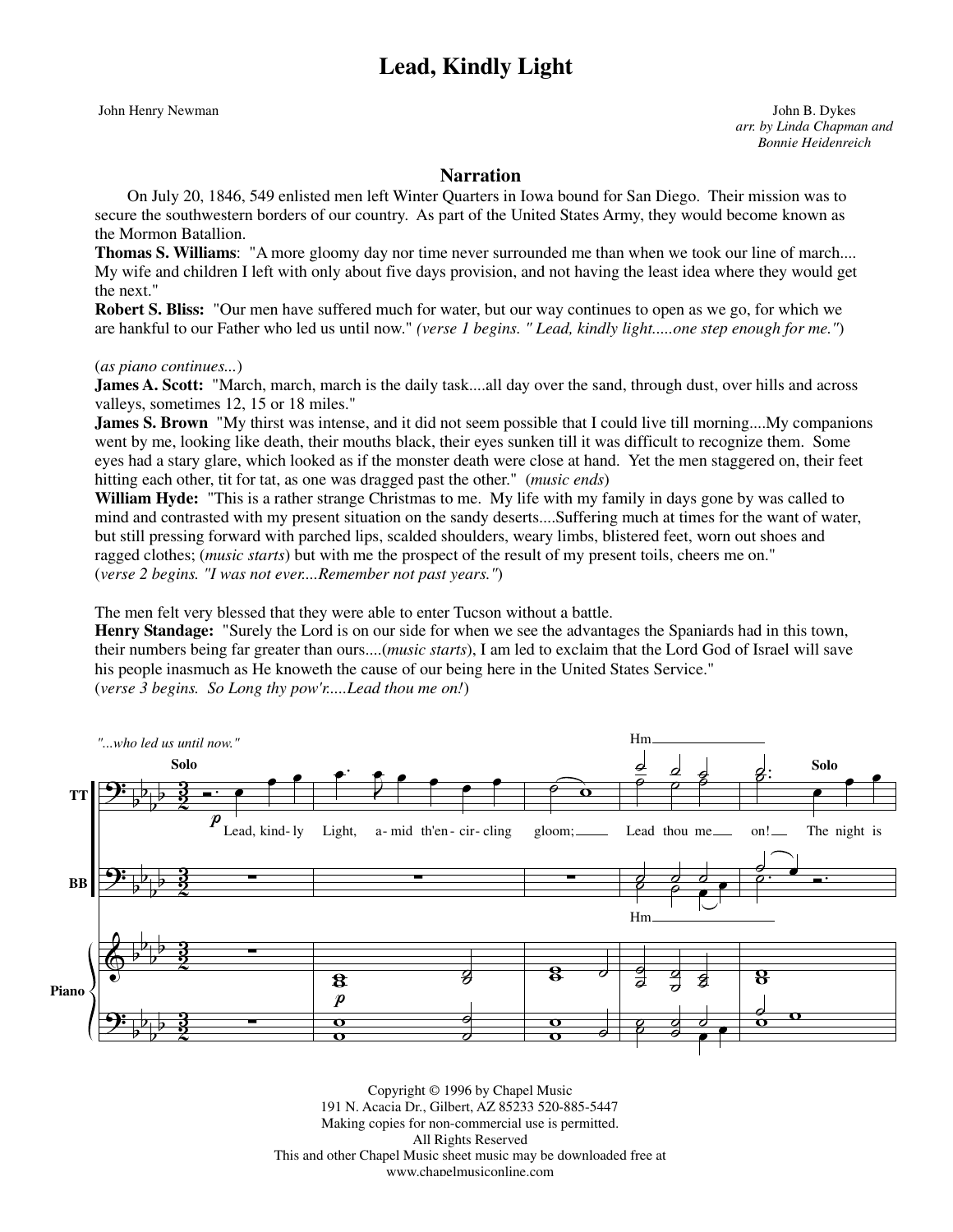# Lead, Kindly Light

John Henry Newman

John B. Dykes
*arr. by Linda Chapman and Bonnie Heidenreich*

## Narration

On July 20, 1846, 549 enlisted men left Winter Quarters in Iowa bound for San Diego. Their mission was to secure the southwestern borders of our country. As part of the United States Army, they would become known as the Mormon Batallion.

**Thomas S. Williams**: "A more gloomy day nor time never surrounded me than when we took our line of march.... My wife and children I left with only about five days provision, and not having the least idea where they would get the next."

**Robert S. Bliss:** "Our men have suffered much for water, but our way continues to open as we go, for which we are hankful to our Father who led us until now." *(verse 1 begins. " Lead, kindly light.....one step enough for me.")*

(*as piano continues...*)

**James A. Scott:** "March, march, march is the daily task....all day over the sand, through dust, over hills and across valleys, sometimes 12, 15 or 18 miles."

**James S. Brown** "My thirst was intense, and it did not seem possible that I could live till morning....My companions went by me, looking like death, their mouths black, their eyes sunken till it was difficult to recognize them. Some eyes had a stary glare, which looked as if the monster death were close at hand. Yet the men staggered on, their feet hitting each other, tit for tat, as one was dragged past the other." (*music ends*)

**William Hyde:** "This is a rather strange Christmas to me. My life with my family in days gone by was called to mind and contrasted with my present situation on the sandy deserts....Suffering much at times for the want of water, but still pressing forward with parched lips, scalded shoulders, weary limbs, blistered feet, worn out shoes and ragged clothes; (*music starts*) but with me the prospect of the result of my present toils, cheers me on."
(*verse 2 begins. "I was not ever....Remember not past years."*)

The men felt very blessed that they were able to enter Tucson without a battle.

**Henry Standage:** "Surely the Lord is on our side for when we see the advantages the Spaniards had in this town, their numbers being far greater than ours....(*music starts*), I am led to exclaim that the Lord God of Israel will save his people inasmuch as He knoweth the cause of our being here in the United States Service."
(*verse 3 begins. So Long thy pow'r.....Lead thou me on!*)

*"...who led us until now."*

TT (Solo): Lead, kind- ly Light, a- mid th'en- cir- cling gloom; Lead thou me on! The night is

TT / BB: Hm

Piano

Copyright © 1996 by Chapel Music
191 N. Acacia Dr., Gilbert, AZ 85233 520-885-5447
Making copies for non-commercial use is permitted.
All Rights Reserved
This and other Chapel Music sheet music may be downloaded free at
www.chapelmusiconline.com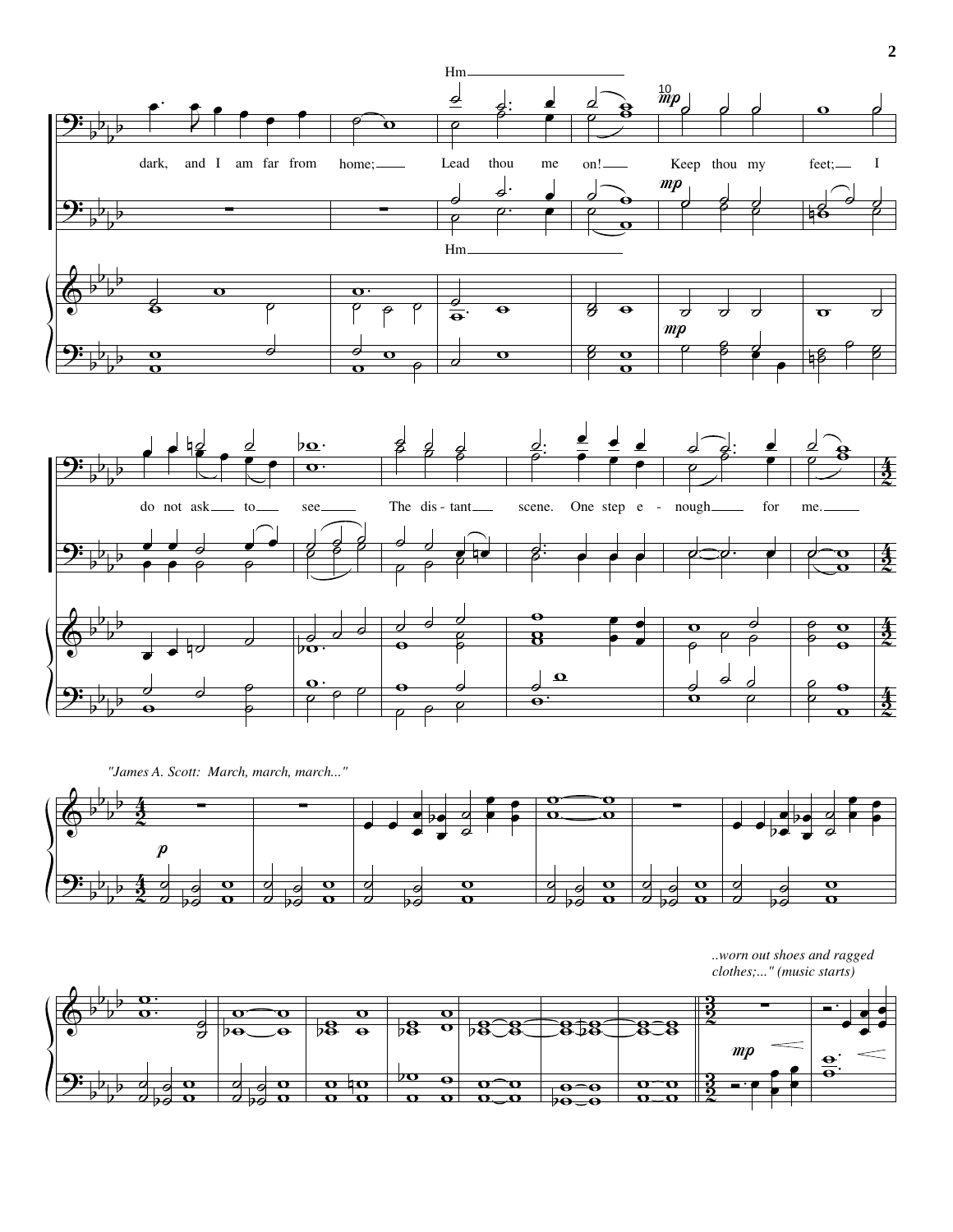Hm

dark, and I am far from home; Lead thou me on! Keep thou my feet; I

Hm

do not ask to see The dis - tant scene. One step e - nough for me.

*"James A. Scott: March, march, march..."*

*..worn out shoes and ragged clothes;..." (music starts)*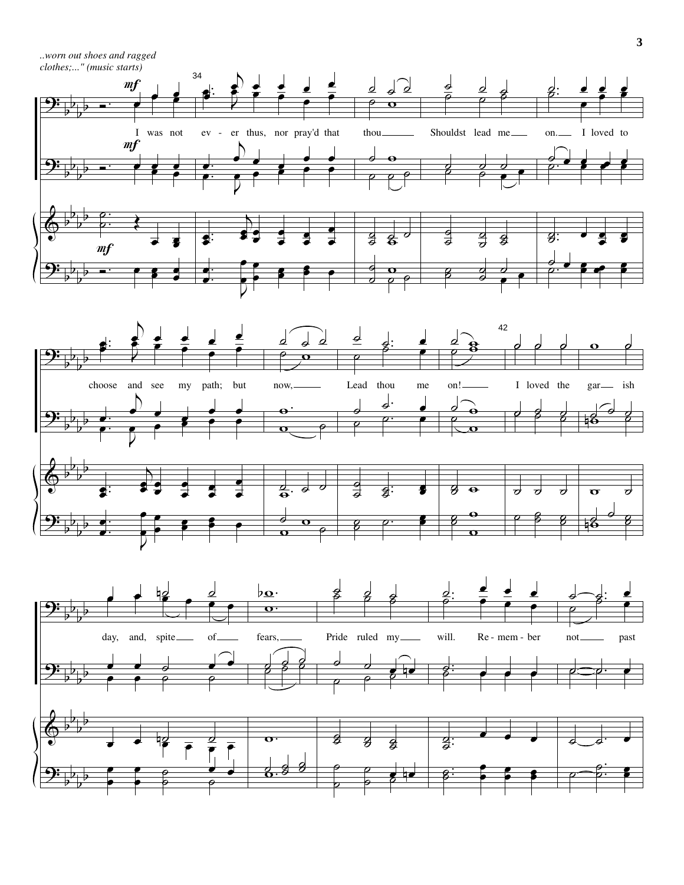*..worn out shoes and ragged clothes;..." (music starts)*

I was not ev - er thus, nor pray'd that thou Shouldst lead me on. I loved to choose and see my path; but now, Lead thou me on! I loved the gar - ish day, and, spite of fears, Pride ruled my will. Re - mem - ber not past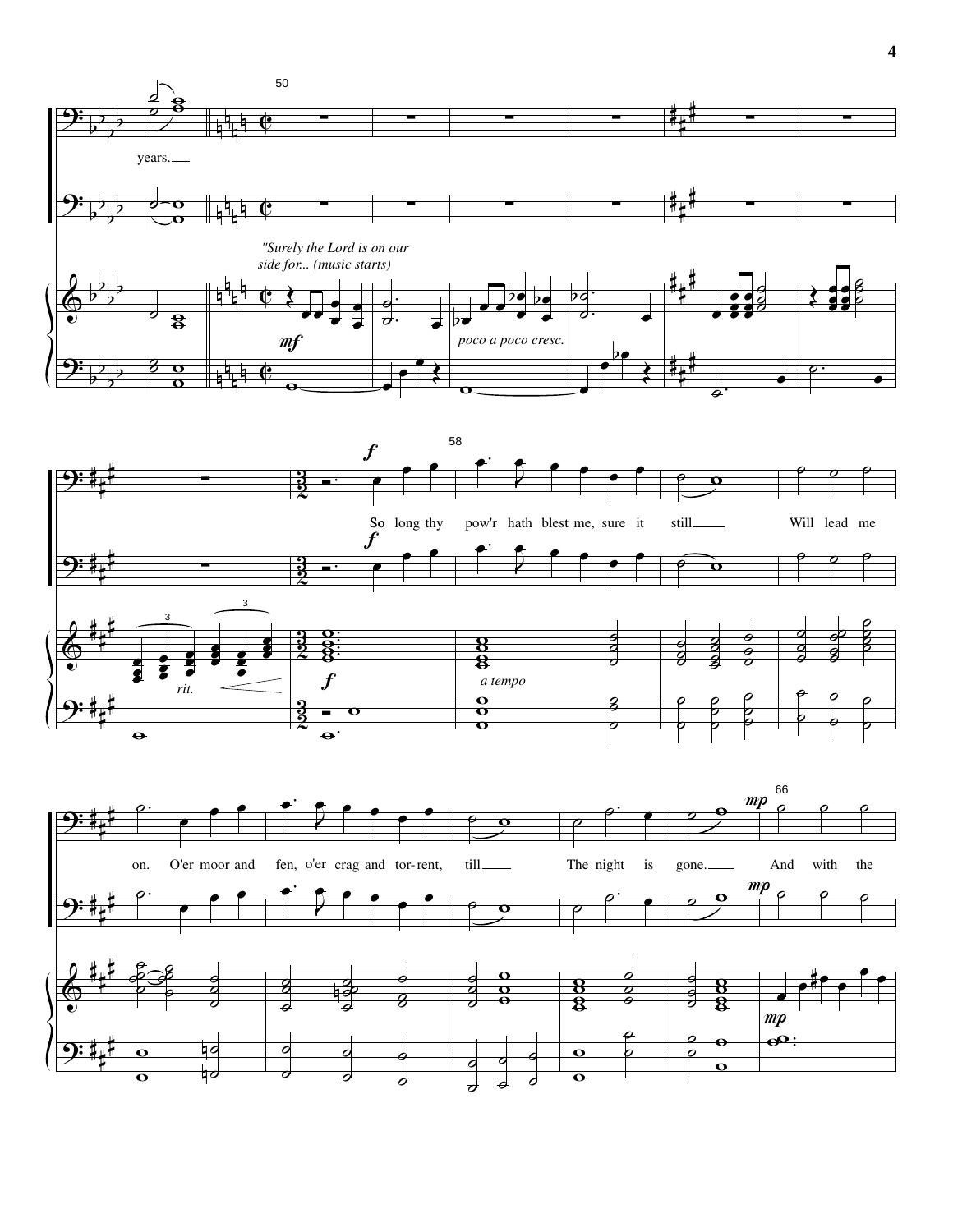years.

"Surely the Lord is on our side for... (music starts)

*mf*

*poco a poco cresc.*

*rit.*

*f*

*a tempo*

So long thy pow'r hath blest me, sure it still Will lead me on. O'er moor and fen, o'er crag and tor-rent, till The night is gone. And with the

*mp*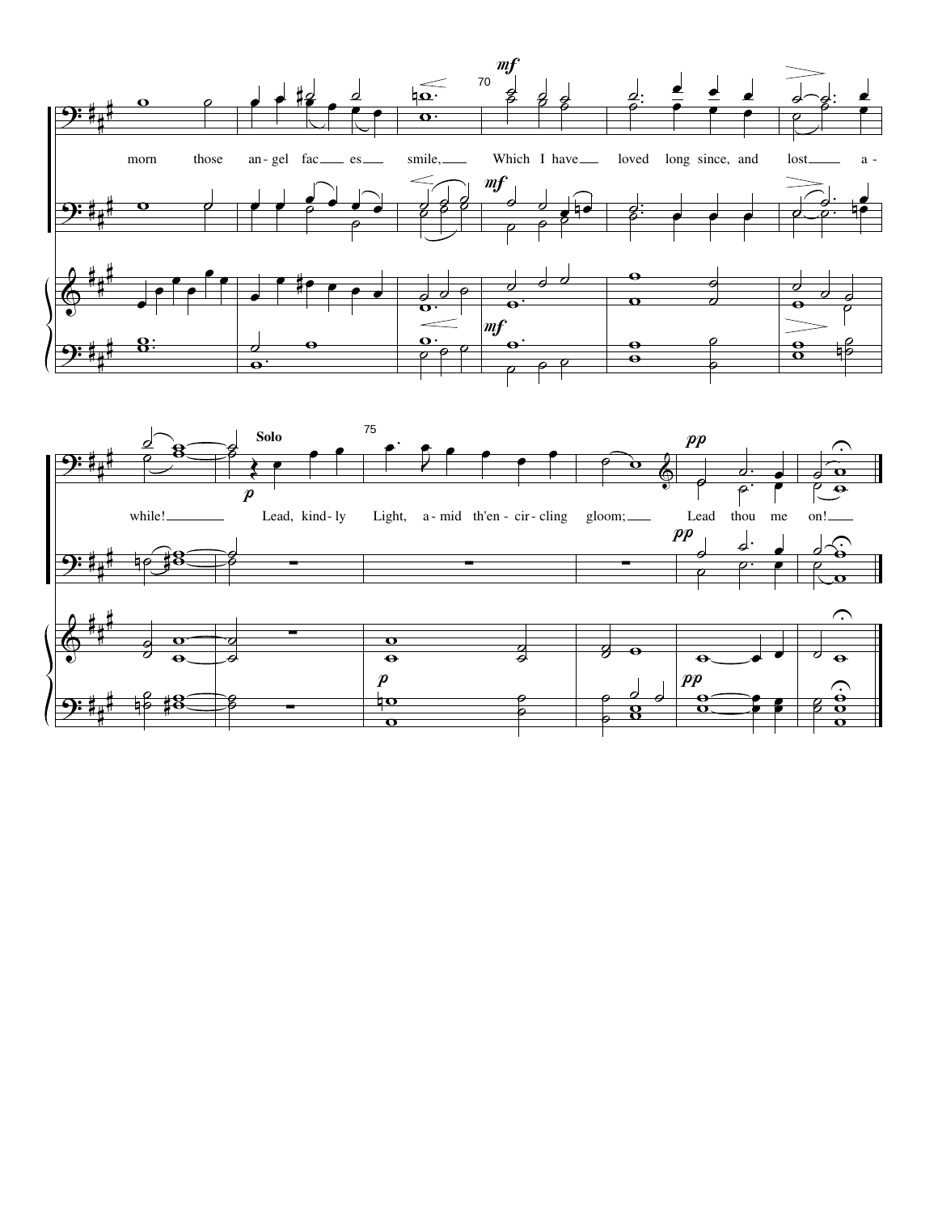mf

70

morn those an-gel fac___ es___ smile,___ Which I have___ loved long since, and lost___ a-

mf

mf

while!___ Solo

p

75

Lead, kind-ly Light, a-mid th'en-cir-cling gloom;___ Lead thou me on!___

pp

pp

p

pp